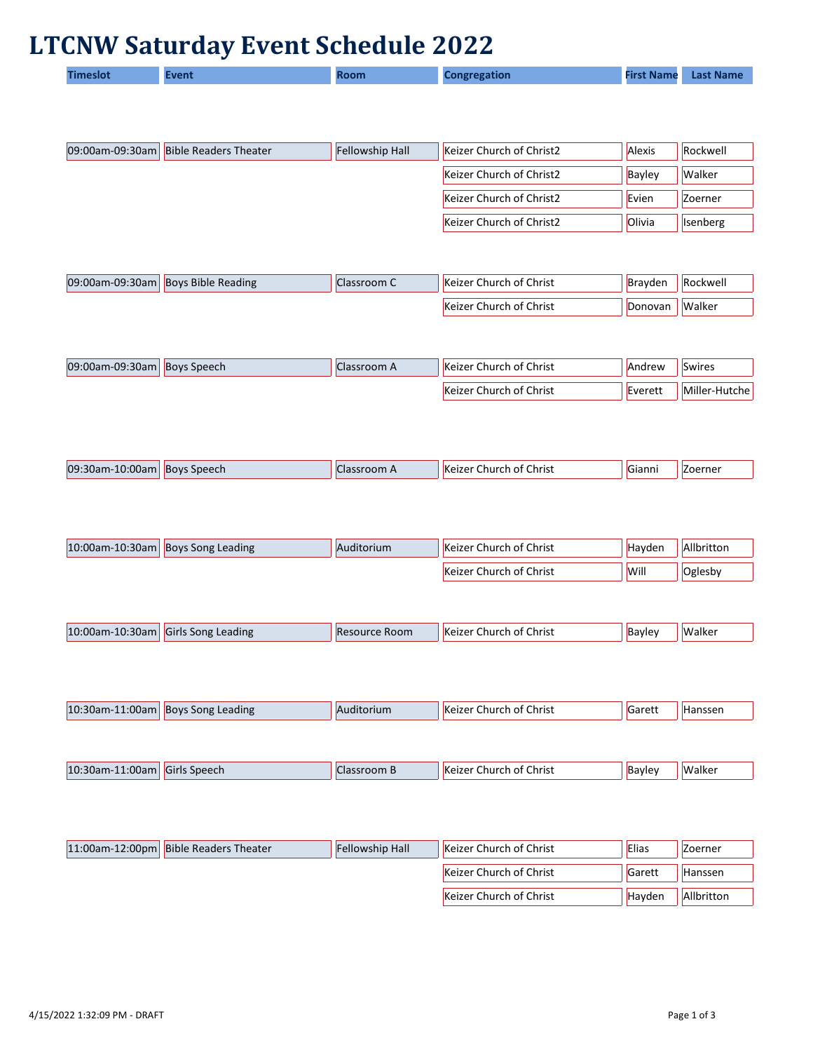# LTCNW Saturday Event Schedule 2022

| Timeslot | Event | Room | Congregation | First Name | Last Name |
|---|---|---|---|---|---|
| 09:00am-09:30am | Bible Readers Theater | Fellowship Hall | Keizer Church of Christ2 | Alexis | Rockwell |
| | | | Keizer Church of Christ2 | Bayley | Walker |
| | | | Keizer Church of Christ2 | Evien | Zoerner |
| | | | Keizer Church of Christ2 | Olivia | Isenberg |
| 09:00am-09:30am | Boys Bible Reading | Classroom C | Keizer Church of Christ | Brayden | Rockwell |
| | | | Keizer Church of Christ | Donovan | Walker |
| 09:00am-09:30am | Boys Speech | Classroom A | Keizer Church of Christ | Andrew | Swires |
| | | | Keizer Church of Christ | Everett | Miller-Hutche |
| 09:30am-10:00am | Boys Speech | Classroom A | Keizer Church of Christ | Gianni | Zoerner |
| 10:00am-10:30am | Boys Song Leading | Auditorium | Keizer Church of Christ | Hayden | Allbritton |
| | | | Keizer Church of Christ | Will | Oglesby |
| 10:00am-10:30am | Girls Song Leading | Resource Room | Keizer Church of Christ | Bayley | Walker |
| 10:30am-11:00am | Boys Song Leading | Auditorium | Keizer Church of Christ | Garett | Hanssen |
| 10:30am-11:00am | Girls Speech | Classroom B | Keizer Church of Christ | Bayley | Walker |
| 11:00am-12:00pm | Bible Readers Theater | Fellowship Hall | Keizer Church of Christ | Elias | Zoerner |
| | | | Keizer Church of Christ | Garett | Hanssen |
| | | | Keizer Church of Christ | Hayden | Allbritton |

4/15/2022 1:32:09 PM - DRAFT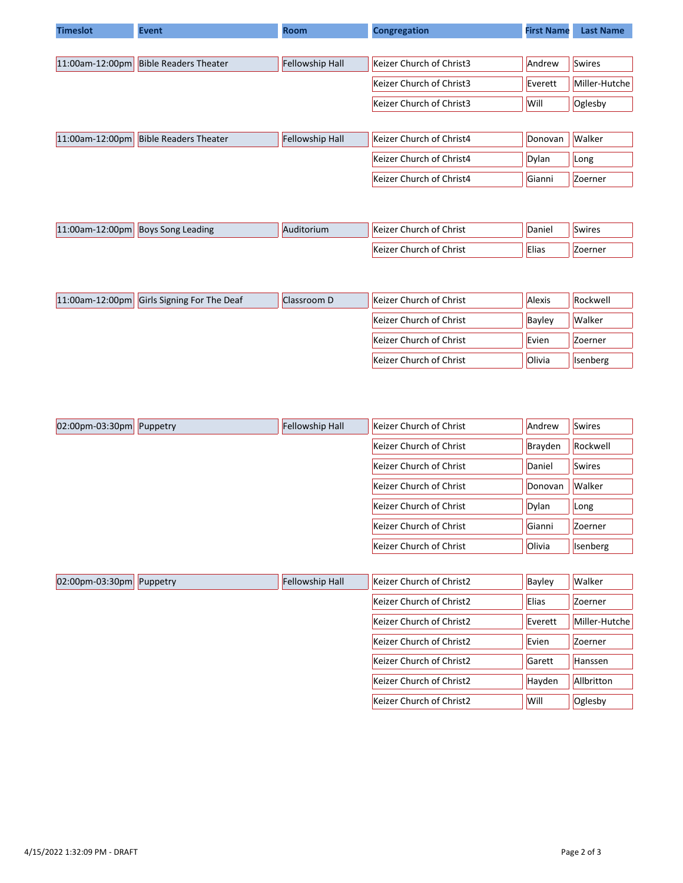| Timeslot | Event | Room | Congregation | First Name | Last Name |
|---|---|---|---|---|---|
| 11:00am-12:00pm | Bible Readers Theater | Fellowship Hall | Keizer Church of Christ3 | Andrew | Swires |
| | | | Keizer Church of Christ3 | Everett | Miller-Hutche |
| | | | Keizer Church of Christ3 | Will | Oglesby |
| 11:00am-12:00pm | Bible Readers Theater | Fellowship Hall | Keizer Church of Christ4 | Donovan | Walker |
| | | | Keizer Church of Christ4 | Dylan | Long |
| | | | Keizer Church of Christ4 | Gianni | Zoerner |
| 11:00am-12:00pm | Boys Song Leading | Auditorium | Keizer Church of Christ | Daniel | Swires |
| | | | Keizer Church of Christ | Elias | Zoerner |
| 11:00am-12:00pm | Girls Signing For The Deaf | Classroom D | Keizer Church of Christ | Alexis | Rockwell |
| | | | Keizer Church of Christ | Bayley | Walker |
| | | | Keizer Church of Christ | Evien | Zoerner |
| | | | Keizer Church of Christ | Olivia | Isenberg |
| 02:00pm-03:30pm | Puppetry | Fellowship Hall | Keizer Church of Christ | Andrew | Swires |
| | | | Keizer Church of Christ | Brayden | Rockwell |
| | | | Keizer Church of Christ | Daniel | Swires |
| | | | Keizer Church of Christ | Donovan | Walker |
| | | | Keizer Church of Christ | Dylan | Long |
| | | | Keizer Church of Christ | Gianni | Zoerner |
| | | | Keizer Church of Christ | Olivia | Isenberg |
| 02:00pm-03:30pm | Puppetry | Fellowship Hall | Keizer Church of Christ2 | Bayley | Walker |
| | | | Keizer Church of Christ2 | Elias | Zoerner |
| | | | Keizer Church of Christ2 | Everett | Miller-Hutche |
| | | | Keizer Church of Christ2 | Evien | Zoerner |
| | | | Keizer Church of Christ2 | Garett | Hanssen |
| | | | Keizer Church of Christ2 | Hayden | Allbritton |
| | | | Keizer Church of Christ2 | Will | Oglesby |

4/15/2022 1:32:09 PM - DRAFT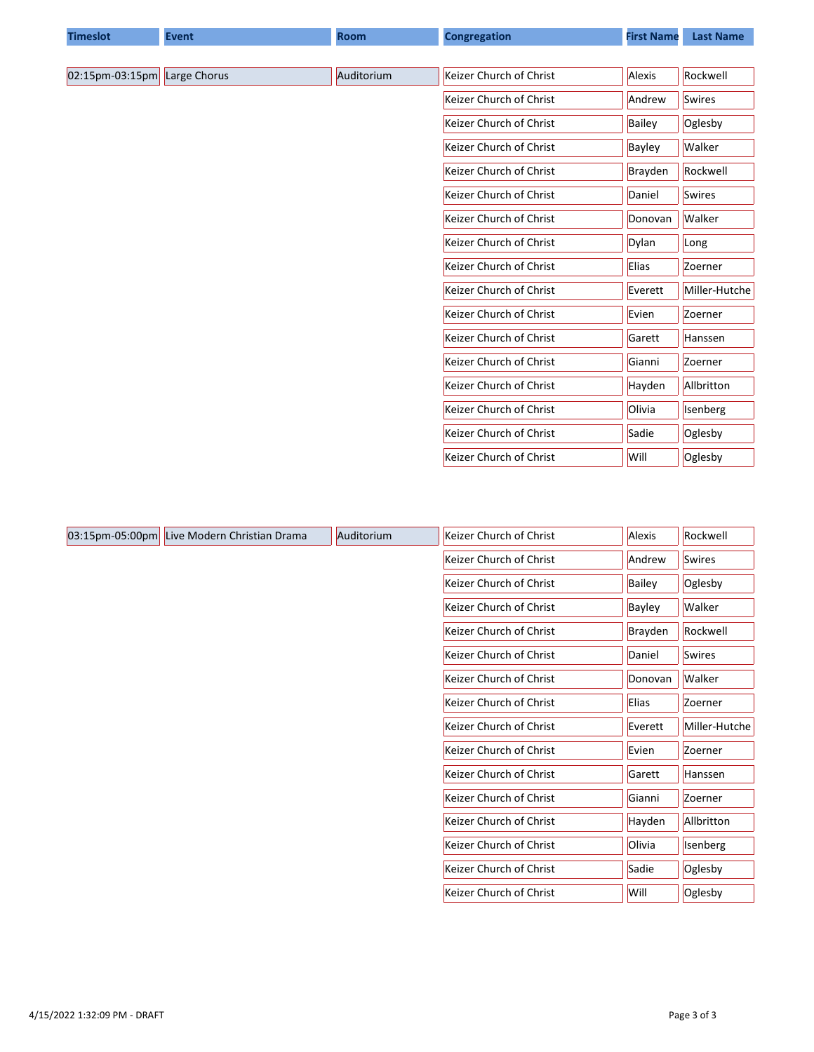| Timeslot | Event | Room | Congregation | First Name | Last Name |
| --- | --- | --- | --- | --- | --- |
| 02:15pm-03:15pm | Large Chorus | Auditorium | Keizer Church of Christ | Alexis | Rockwell |
| | | | Keizer Church of Christ | Andrew | Swires |
| | | | Keizer Church of Christ | Bailey | Oglesby |
| | | | Keizer Church of Christ | Bayley | Walker |
| | | | Keizer Church of Christ | Brayden | Rockwell |
| | | | Keizer Church of Christ | Daniel | Swires |
| | | | Keizer Church of Christ | Donovan | Walker |
| | | | Keizer Church of Christ | Dylan | Long |
| | | | Keizer Church of Christ | Elias | Zoerner |
| | | | Keizer Church of Christ | Everett | Miller-Hutche |
| | | | Keizer Church of Christ | Evien | Zoerner |
| | | | Keizer Church of Christ | Garett | Hanssen |
| | | | Keizer Church of Christ | Gianni | Zoerner |
| | | | Keizer Church of Christ | Hayden | Allbritton |
| | | | Keizer Church of Christ | Olivia | Isenberg |
| | | | Keizer Church of Christ | Sadie | Oglesby |
| | | | Keizer Church of Christ | Will | Oglesby |
| 03:15pm-05:00pm | Live Modern Christian Drama | Auditorium | Keizer Church of Christ | Alexis | Rockwell |
| | | | Keizer Church of Christ | Andrew | Swires |
| | | | Keizer Church of Christ | Bailey | Oglesby |
| | | | Keizer Church of Christ | Bayley | Walker |
| | | | Keizer Church of Christ | Brayden | Rockwell |
| | | | Keizer Church of Christ | Daniel | Swires |
| | | | Keizer Church of Christ | Donovan | Walker |
| | | | Keizer Church of Christ | Elias | Zoerner |
| | | | Keizer Church of Christ | Everett | Miller-Hutche |
| | | | Keizer Church of Christ | Evien | Zoerner |
| | | | Keizer Church of Christ | Garett | Hanssen |
| | | | Keizer Church of Christ | Gianni | Zoerner |
| | | | Keizer Church of Christ | Hayden | Allbritton |
| | | | Keizer Church of Christ | Olivia | Isenberg |
| | | | Keizer Church of Christ | Sadie | Oglesby |
| | | | Keizer Church of Christ | Will | Oglesby |

4/15/2022 1:32:09 PM - DRAFT